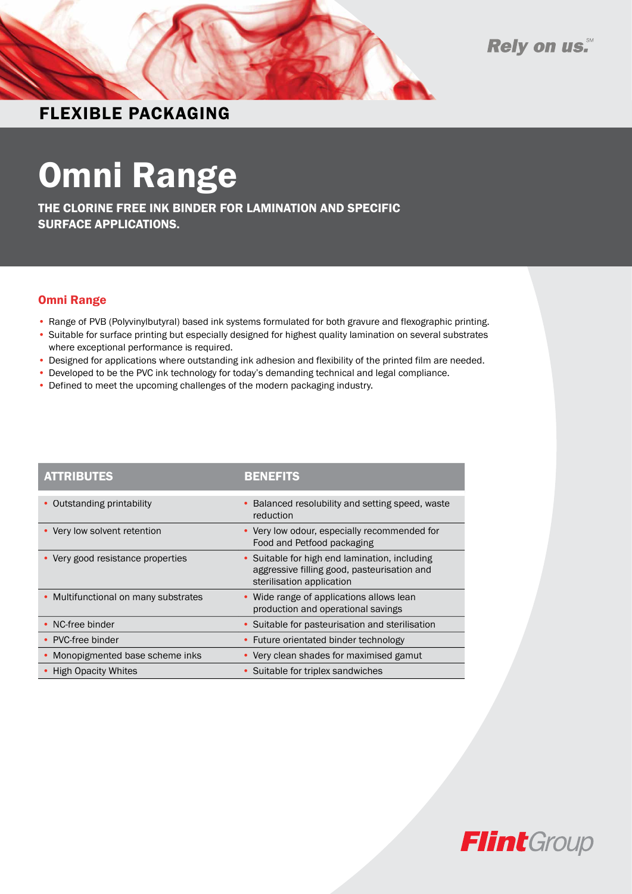Rely on us.℠

# FLEXIBLE PACKAGING

# Omni Range

**THE CLORINE FREE INK BINDER FOR LAMINATION AND SPECIFIC SURFACE APPLICATIONS.**

## Omni Range

- Range of PVB (Polyvinylbutyral) based ink systems formulated for both gravure and flexographic printing.
- Suitable for surface printing but especially designed for highest quality lamination on several substrates where exceptional performance is required.
- Designed for applications where outstanding ink adhesion and flexibility of the printed film are needed.
- Developed to be the PVC ink technology for today's demanding technical and legal compliance.
- Defined to meet the upcoming challenges of the modern packaging industry.

| ATTRIBUTES | BENEFITS |
|---|---|
| • Outstanding printability | • Balanced resolubility and setting speed, waste reduction |
| • Very low solvent retention | • Very low odour, especially recommended for Food and Petfood packaging |
| • Very good resistance properties | • Suitable for high end lamination, including aggressive filling good, pasteurisation and sterilisation application |
| • Multifunctional on many substrates | • Wide range of applications allows lean production and operational savings |
| • NC-free binder | • Suitable for pasteurisation and sterilisation |
| • PVC-free binder | • Future orientated binder technology |
| • Monopigmented base scheme inks | • Very clean shades for maximised gamut |
| • High Opacity Whites | • Suitable for triplex sandwiches |

FlintGroup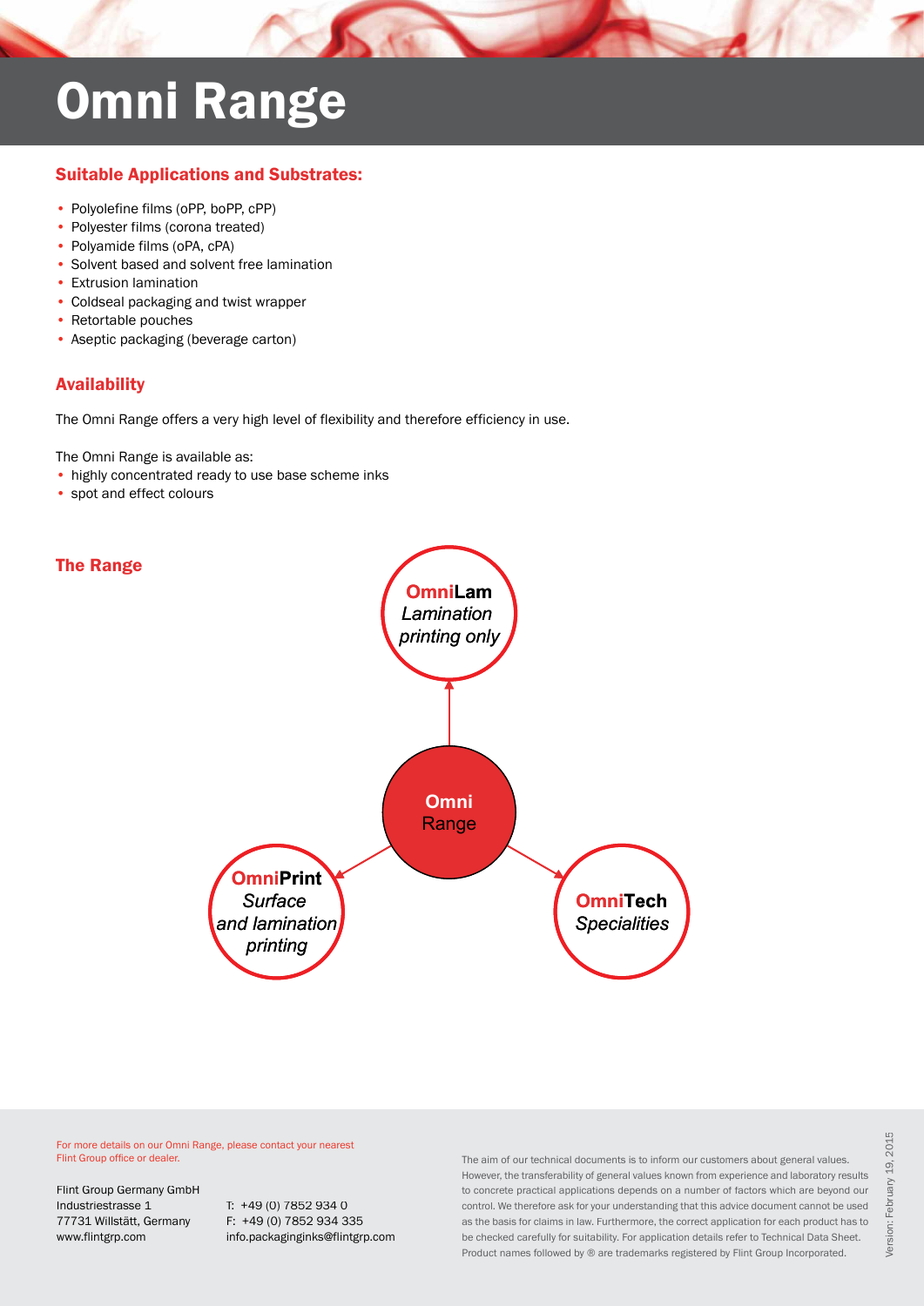# Omni Range

## Suitable Applications and Substrates:

- Polyolefine films (oPP, boPP, cPP)
- Polyester films (corona treated)
- Polyamide films (oPA, cPA)
- Solvent based and solvent free lamination
- Extrusion lamination
- Coldseal packaging and twist wrapper
- Retortable pouches
- Aseptic packaging (beverage carton)

## Availability

The Omni Range offers a very high level of flexibility and therefore efficiency in use.

The Omni Range is available as:
- highly concentrated ready to use base scheme inks
- spot and effect colours

## The Range

**Omni** Range

**OmniLam**
*Lamination printing only*

**OmniPrint**
*Surface and lamination printing*

**OmniTech**
*Specialities*

For more details on our Omni Range, please contact your nearest Flint Group office or dealer.

Flint Group Germany GmbH
Industriestrasse 1
77731 Willstätt, Germany
www.flintgrp.com

T: +49 (0) 7852 934 0
F: +49 (0) 7852 934 335
info.packaginginks@flintgrp.com

The aim of our technical documents is to inform our customers about general values. However, the transferability of general values known from experience and laboratory results to concrete practical applications depends on a number of factors which are beyond our control. We therefore ask for your understanding that this advice document cannot be used as the basis for claims in law. Furthermore, the correct application for each product has to be checked carefully for suitability. For application details refer to Technical Data Sheet. Product names followed by ® are trademarks registered by Flint Group Incorporated.

Version: February 19, 2015